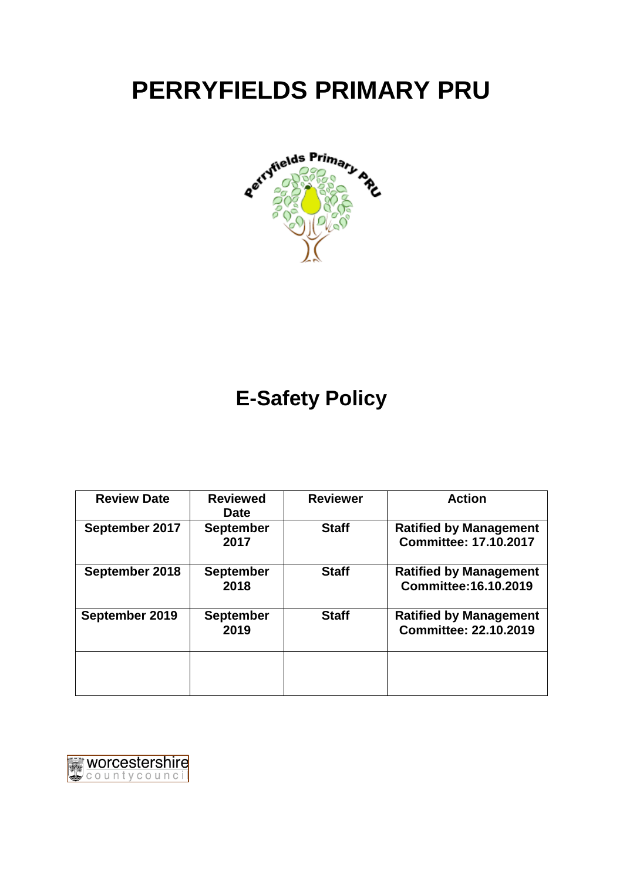# PERRYFIELDS PRIMARY PRU

## E-Safety Policy

| Review Date | Reviewed Date | Reviewer | Action |
|---|---|---|---|
| September 2017 | September 2017 | Staff | Ratified by Management Committee: 17.10.2017 |
| September 2018 | September 2018 | Staff | Ratified by Management Committee:16.10.2019 |
| September 2019 | September 2019 | Staff | Ratified by Management Committee: 22.10.2019 |
| | | | |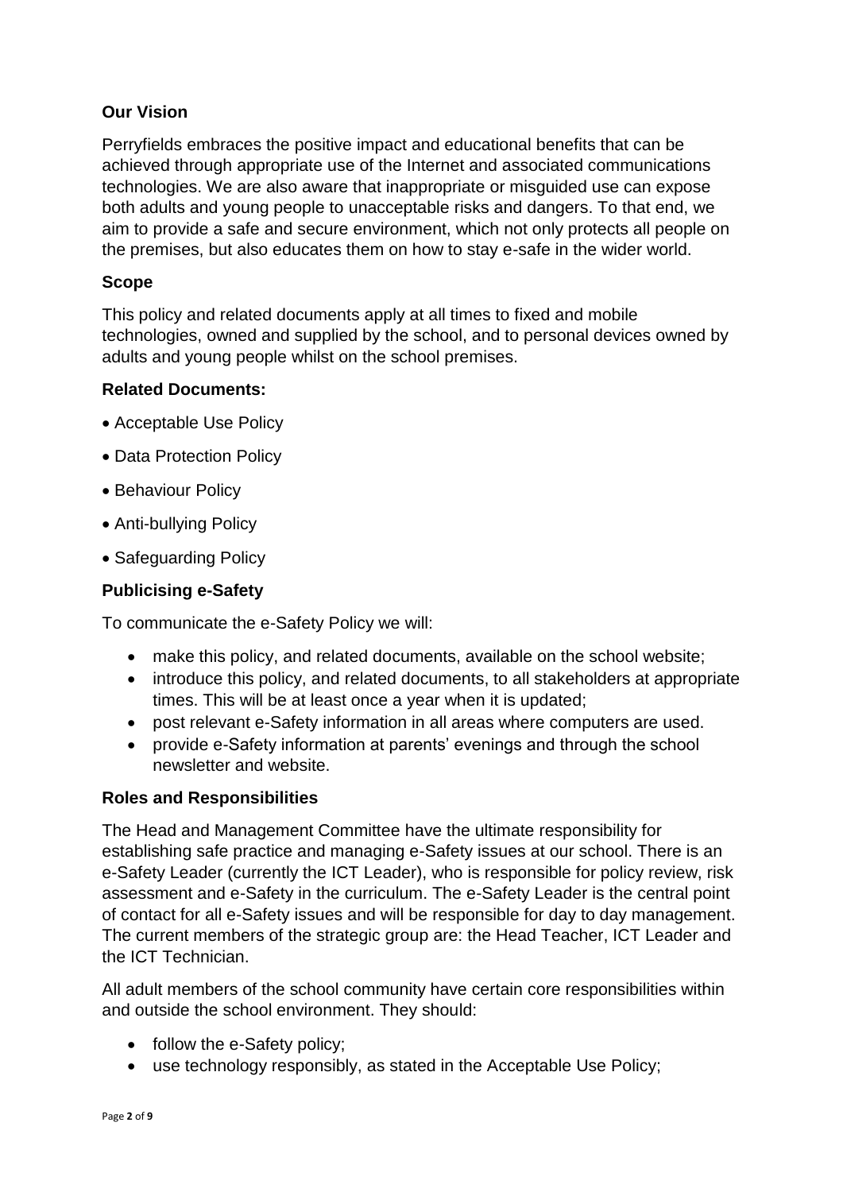### Our Vision

Perryfields embraces the positive impact and educational benefits that can be achieved through appropriate use of the Internet and associated communications technologies. We are also aware that inappropriate or misguided use can expose both adults and young people to unacceptable risks and dangers. To that end, we aim to provide a safe and secure environment, which not only protects all people on the premises, but also educates them on how to stay e-safe in the wider world.

### Scope

This policy and related documents apply at all times to fixed and mobile technologies, owned and supplied by the school, and to personal devices owned by adults and young people whilst on the school premises.

### Related Documents:

- Acceptable Use Policy
- Data Protection Policy
- Behaviour Policy
- Anti-bullying Policy
- Safeguarding Policy

### Publicising e-Safety

To communicate the e-Safety Policy we will:

- make this policy, and related documents, available on the school website;
- introduce this policy, and related documents, to all stakeholders at appropriate times. This will be at least once a year when it is updated;
- post relevant e-Safety information in all areas where computers are used.
- provide e-Safety information at parents' evenings and through the school newsletter and website.

### Roles and Responsibilities

The Head and Management Committee have the ultimate responsibility for establishing safe practice and managing e-Safety issues at our school. There is an e-Safety Leader (currently the ICT Leader), who is responsible for policy review, risk assessment and e-Safety in the curriculum. The e-Safety Leader is the central point of contact for all e-Safety issues and will be responsible for day to day management. The current members of the strategic group are: the Head Teacher, ICT Leader and the ICT Technician.

All adult members of the school community have certain core responsibilities within and outside the school environment. They should:

- follow the e-Safety policy;
- use technology responsibly, as stated in the Acceptable Use Policy;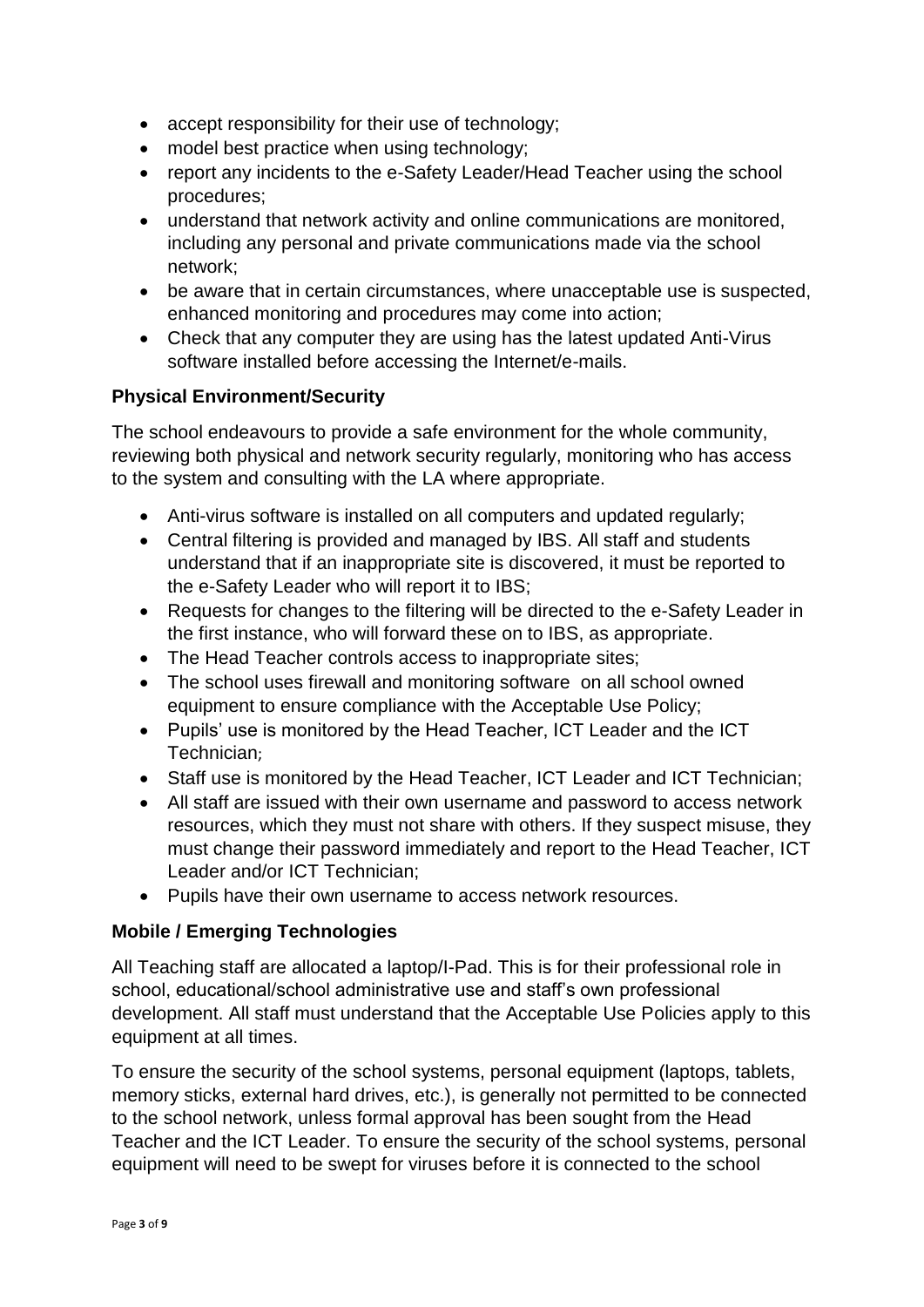- accept responsibility for their use of technology;
- model best practice when using technology;
- report any incidents to the e-Safety Leader/Head Teacher using the school procedures;
- understand that network activity and online communications are monitored, including any personal and private communications made via the school network;
- be aware that in certain circumstances, where unacceptable use is suspected, enhanced monitoring and procedures may come into action;
- Check that any computer they are using has the latest updated Anti-Virus software installed before accessing the Internet/e-mails.

**Physical Environment/Security**

The school endeavours to provide a safe environment for the whole community, reviewing both physical and network security regularly, monitoring who has access to the system and consulting with the LA where appropriate.

- Anti-virus software is installed on all computers and updated regularly;
- Central filtering is provided and managed by IBS. All staff and students understand that if an inappropriate site is discovered, it must be reported to the e-Safety Leader who will report it to IBS;
- Requests for changes to the filtering will be directed to the e-Safety Leader in the first instance, who will forward these on to IBS, as appropriate.
- The Head Teacher controls access to inappropriate sites;
- The school uses firewall and monitoring software on all school owned equipment to ensure compliance with the Acceptable Use Policy;
- Pupils' use is monitored by the Head Teacher, ICT Leader and the ICT Technician;
- Staff use is monitored by the Head Teacher, ICT Leader and ICT Technician;
- All staff are issued with their own username and password to access network resources, which they must not share with others. If they suspect misuse, they must change their password immediately and report to the Head Teacher, ICT Leader and/or ICT Technician;
- Pupils have their own username to access network resources.

**Mobile / Emerging Technologies**

All Teaching staff are allocated a laptop/I-Pad. This is for their professional role in school, educational/school administrative use and staff's own professional development. All staff must understand that the Acceptable Use Policies apply to this equipment at all times.

To ensure the security of the school systems, personal equipment (laptops, tablets, memory sticks, external hard drives, etc.), is generally not permitted to be connected to the school network, unless formal approval has been sought from the Head Teacher and the ICT Leader. To ensure the security of the school systems, personal equipment will need to be swept for viruses before it is connected to the school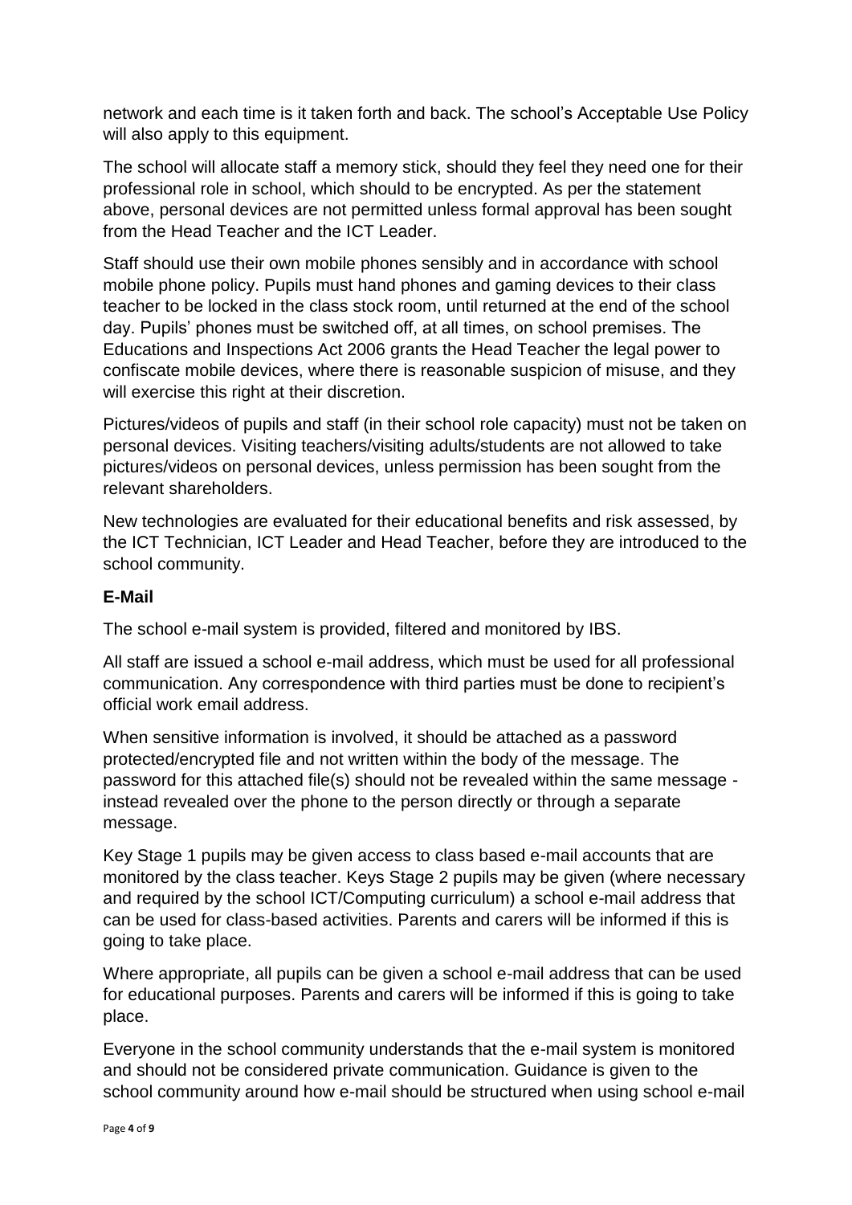network and each time is it taken forth and back. The school's Acceptable Use Policy will also apply to this equipment.

The school will allocate staff a memory stick, should they feel they need one for their professional role in school, which should to be encrypted. As per the statement above, personal devices are not permitted unless formal approval has been sought from the Head Teacher and the ICT Leader.

Staff should use their own mobile phones sensibly and in accordance with school mobile phone policy. Pupils must hand phones and gaming devices to their class teacher to be locked in the class stock room, until returned at the end of the school day. Pupils' phones must be switched off, at all times, on school premises. The Educations and Inspections Act 2006 grants the Head Teacher the legal power to confiscate mobile devices, where there is reasonable suspicion of misuse, and they will exercise this right at their discretion.

Pictures/videos of pupils and staff (in their school role capacity) must not be taken on personal devices. Visiting teachers/visiting adults/students are not allowed to take pictures/videos on personal devices, unless permission has been sought from the relevant shareholders.

New technologies are evaluated for their educational benefits and risk assessed, by the ICT Technician, ICT Leader and Head Teacher, before they are introduced to the school community.

**E-Mail**

The school e-mail system is provided, filtered and monitored by IBS.

All staff are issued a school e-mail address, which must be used for all professional communication. Any correspondence with third parties must be done to recipient's official work email address.

When sensitive information is involved, it should be attached as a password protected/encrypted file and not written within the body of the message. The password for this attached file(s) should not be revealed within the same message - instead revealed over the phone to the person directly or through a separate message.

Key Stage 1 pupils may be given access to class based e-mail accounts that are monitored by the class teacher. Keys Stage 2 pupils may be given (where necessary and required by the school ICT/Computing curriculum) a school e-mail address that can be used for class-based activities. Parents and carers will be informed if this is going to take place.

Where appropriate, all pupils can be given a school e-mail address that can be used for educational purposes. Parents and carers will be informed if this is going to take place.

Everyone in the school community understands that the e-mail system is monitored and should not be considered private communication. Guidance is given to the school community around how e-mail should be structured when using school e-mail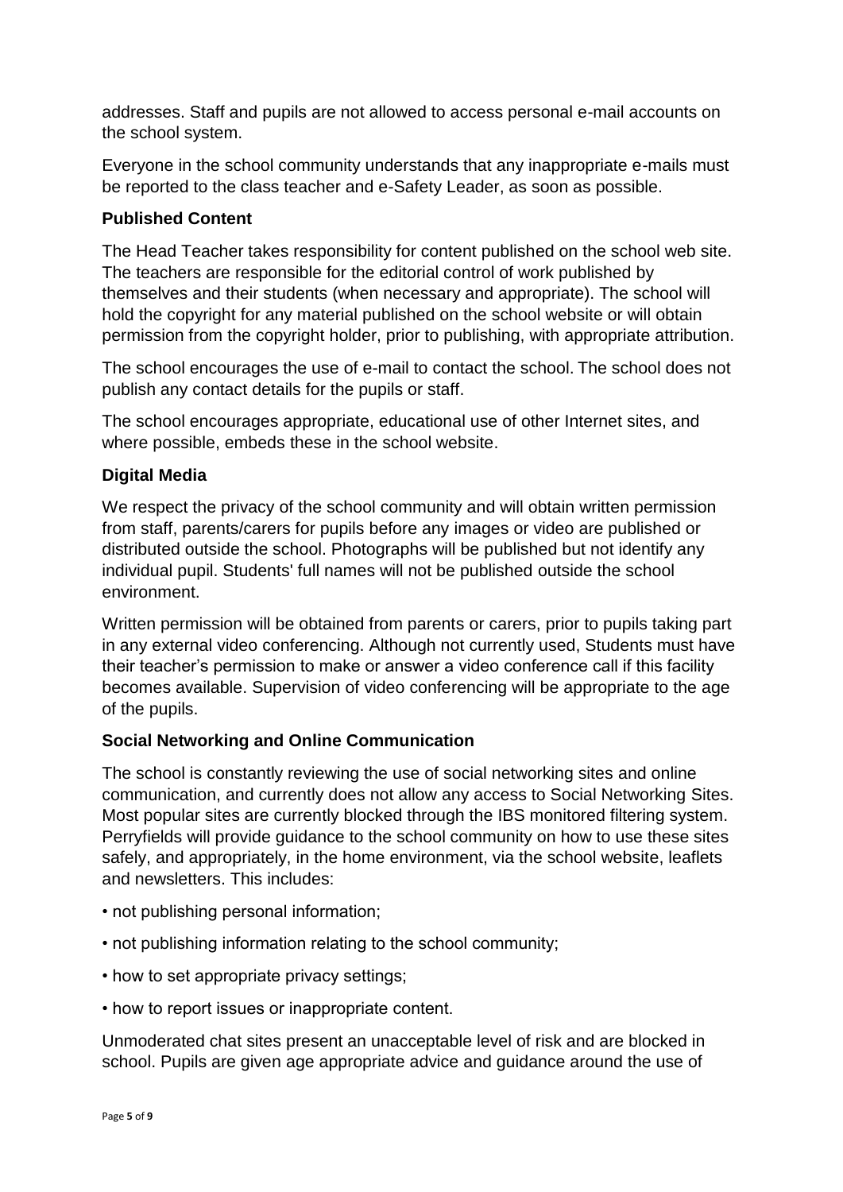addresses. Staff and pupils are not allowed to access personal e-mail accounts on the school system.

Everyone in the school community understands that any inappropriate e-mails must be reported to the class teacher and e-Safety Leader, as soon as possible.

**Published Content**

The Head Teacher takes responsibility for content published on the school web site. The teachers are responsible for the editorial control of work published by themselves and their students (when necessary and appropriate). The school will hold the copyright for any material published on the school website or will obtain permission from the copyright holder, prior to publishing, with appropriate attribution.

The school encourages the use of e-mail to contact the school. The school does not publish any contact details for the pupils or staff.

The school encourages appropriate, educational use of other Internet sites, and where possible, embeds these in the school website.

**Digital Media**

We respect the privacy of the school community and will obtain written permission from staff, parents/carers for pupils before any images or video are published or distributed outside the school. Photographs will be published but not identify any individual pupil. Students' full names will not be published outside the school environment.

Written permission will be obtained from parents or carers, prior to pupils taking part in any external video conferencing. Although not currently used, Students must have their teacher's permission to make or answer a video conference call if this facility becomes available. Supervision of video conferencing will be appropriate to the age of the pupils.

**Social Networking and Online Communication**

The school is constantly reviewing the use of social networking sites and online communication, and currently does not allow any access to Social Networking Sites. Most popular sites are currently blocked through the IBS monitored filtering system. Perryfields will provide guidance to the school community on how to use these sites safely, and appropriately, in the home environment, via the school website, leaflets and newsletters. This includes:

- not publishing personal information;
- not publishing information relating to the school community;
- how to set appropriate privacy settings;
- how to report issues or inappropriate content.

Unmoderated chat sites present an unacceptable level of risk and are blocked in school. Pupils are given age appropriate advice and guidance around the use of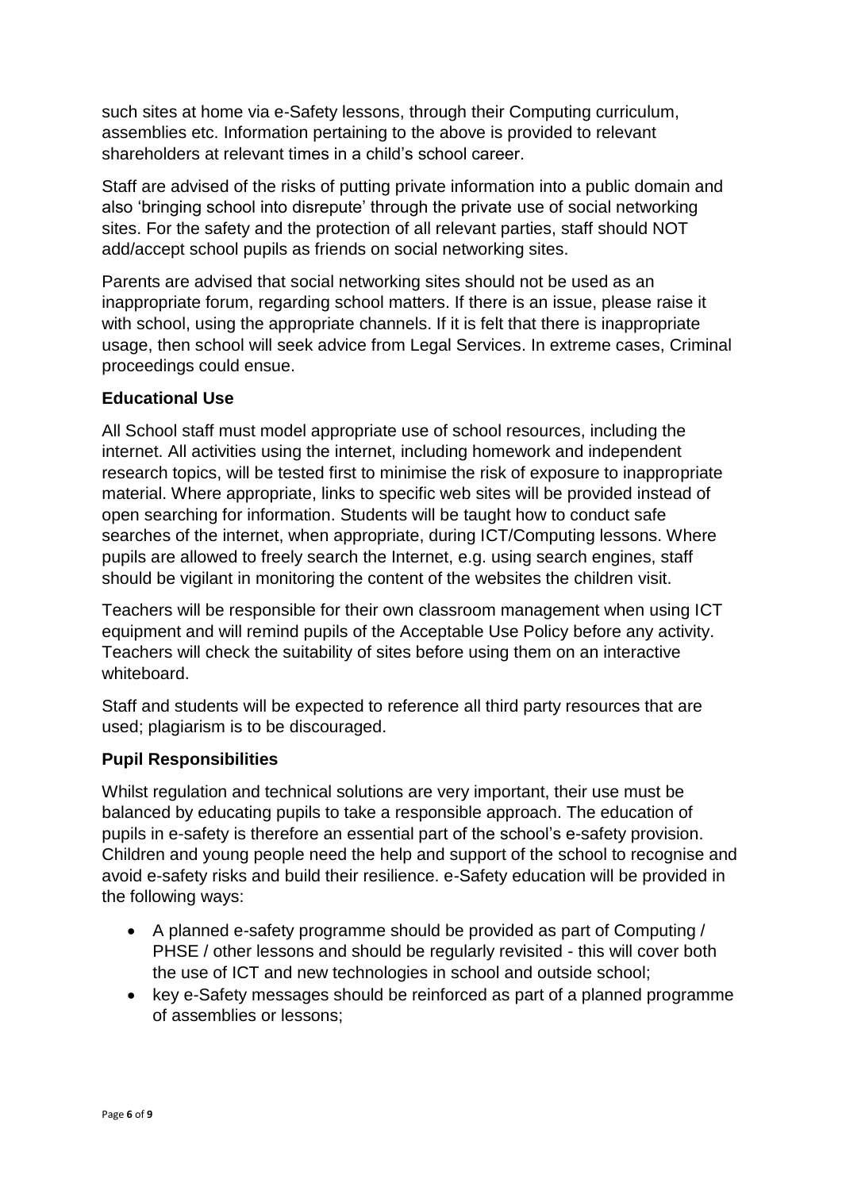such sites at home via e-Safety lessons, through their Computing curriculum, assemblies etc. Information pertaining to the above is provided to relevant shareholders at relevant times in a child's school career.

Staff are advised of the risks of putting private information into a public domain and also 'bringing school into disrepute' through the private use of social networking sites. For the safety and the protection of all relevant parties, staff should NOT add/accept school pupils as friends on social networking sites.

Parents are advised that social networking sites should not be used as an inappropriate forum, regarding school matters. If there is an issue, please raise it with school, using the appropriate channels. If it is felt that there is inappropriate usage, then school will seek advice from Legal Services. In extreme cases, Criminal proceedings could ensue.

**Educational Use**

All School staff must model appropriate use of school resources, including the internet. All activities using the internet, including homework and independent research topics, will be tested first to minimise the risk of exposure to inappropriate material. Where appropriate, links to specific web sites will be provided instead of open searching for information. Students will be taught how to conduct safe searches of the internet, when appropriate, during ICT/Computing lessons. Where pupils are allowed to freely search the Internet, e.g. using search engines, staff should be vigilant in monitoring the content of the websites the children visit.

Teachers will be responsible for their own classroom management when using ICT equipment and will remind pupils of the Acceptable Use Policy before any activity. Teachers will check the suitability of sites before using them on an interactive whiteboard.

Staff and students will be expected to reference all third party resources that are used; plagiarism is to be discouraged.

**Pupil Responsibilities**

Whilst regulation and technical solutions are very important, their use must be balanced by educating pupils to take a responsible approach. The education of pupils in e-safety is therefore an essential part of the school's e-safety provision. Children and young people need the help and support of the school to recognise and avoid e-safety risks and build their resilience. e-Safety education will be provided in the following ways:

- A planned e-safety programme should be provided as part of Computing / PHSE / other lessons and should be regularly revisited - this will cover both the use of ICT and new technologies in school and outside school;
- key e-Safety messages should be reinforced as part of a planned programme of assemblies or lessons;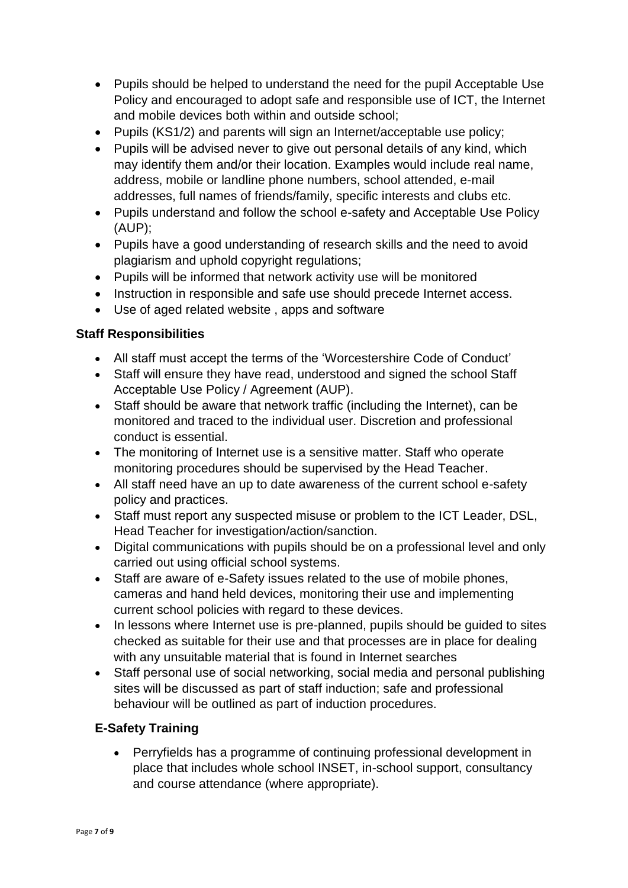- Pupils should be helped to understand the need for the pupil Acceptable Use Policy and encouraged to adopt safe and responsible use of ICT, the Internet and mobile devices both within and outside school;
- Pupils (KS1/2) and parents will sign an Internet/acceptable use policy;
- Pupils will be advised never to give out personal details of any kind, which may identify them and/or their location. Examples would include real name, address, mobile or landline phone numbers, school attended, e-mail addresses, full names of friends/family, specific interests and clubs etc.
- Pupils understand and follow the school e-safety and Acceptable Use Policy (AUP);
- Pupils have a good understanding of research skills and the need to avoid plagiarism and uphold copyright regulations;
- Pupils will be informed that network activity use will be monitored
- Instruction in responsible and safe use should precede Internet access.
- Use of aged related website , apps and software

### Staff Responsibilities

- All staff must accept the terms of the 'Worcestershire Code of Conduct'
- Staff will ensure they have read, understood and signed the school Staff Acceptable Use Policy / Agreement (AUP).
- Staff should be aware that network traffic (including the Internet), can be monitored and traced to the individual user. Discretion and professional conduct is essential.
- The monitoring of Internet use is a sensitive matter. Staff who operate monitoring procedures should be supervised by the Head Teacher.
- All staff need have an up to date awareness of the current school e-safety policy and practices.
- Staff must report any suspected misuse or problem to the ICT Leader, DSL, Head Teacher for investigation/action/sanction.
- Digital communications with pupils should be on a professional level and only carried out using official school systems.
- Staff are aware of e-Safety issues related to the use of mobile phones, cameras and hand held devices, monitoring their use and implementing current school policies with regard to these devices.
- In lessons where Internet use is pre-planned, pupils should be guided to sites checked as suitable for their use and that processes are in place for dealing with any unsuitable material that is found in Internet searches
- Staff personal use of social networking, social media and personal publishing sites will be discussed as part of staff induction; safe and professional behaviour will be outlined as part of induction procedures.

### E-Safety Training

- Perryfields has a programme of continuing professional development in place that includes whole school INSET, in-school support, consultancy and course attendance (where appropriate).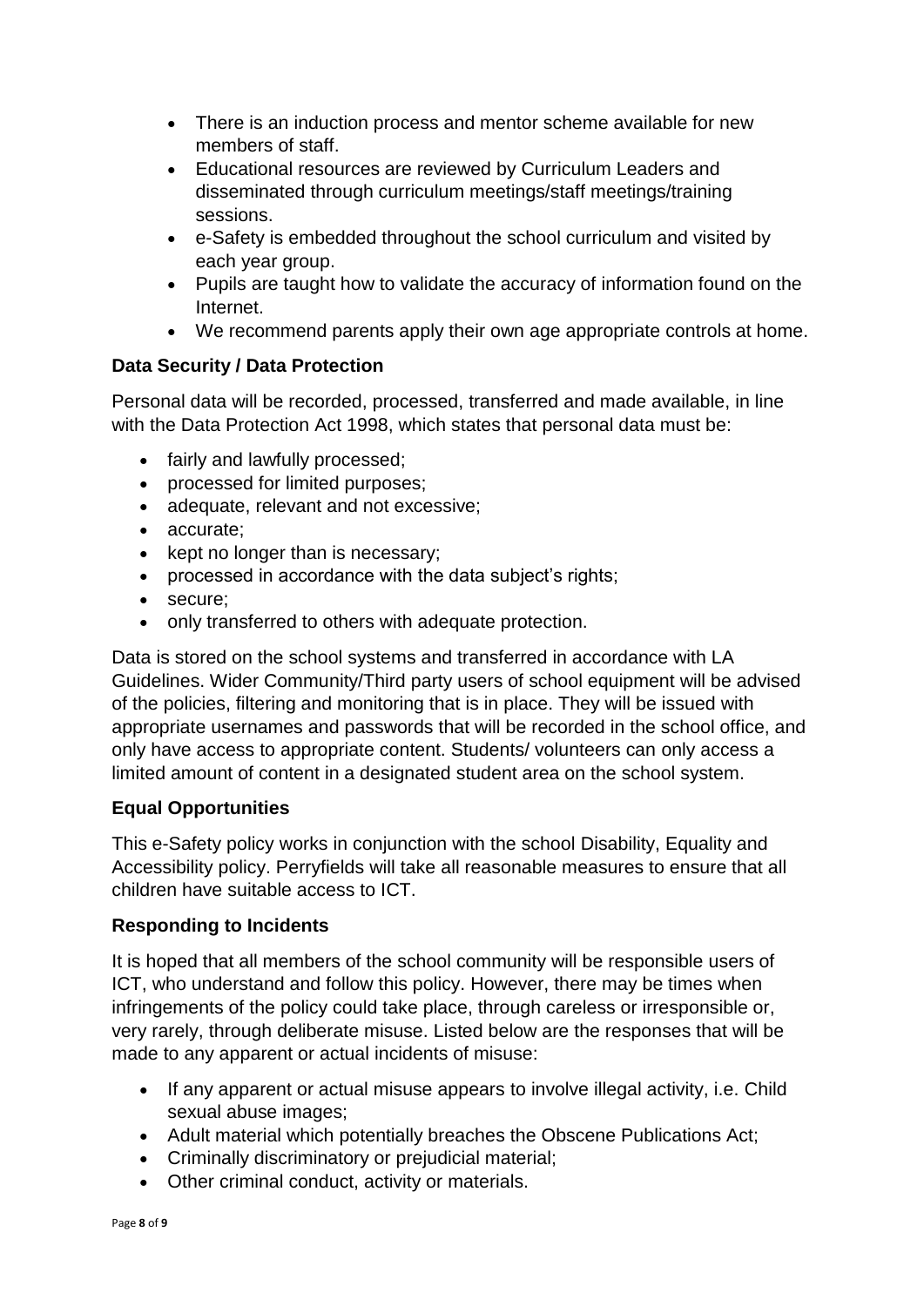- There is an induction process and mentor scheme available for new members of staff.
- Educational resources are reviewed by Curriculum Leaders and disseminated through curriculum meetings/staff meetings/training sessions.
- e-Safety is embedded throughout the school curriculum and visited by each year group.
- Pupils are taught how to validate the accuracy of information found on the Internet.
- We recommend parents apply their own age appropriate controls at home.

**Data Security / Data Protection**

Personal data will be recorded, processed, transferred and made available, in line with the Data Protection Act 1998, which states that personal data must be:

- fairly and lawfully processed;
- processed for limited purposes;
- adequate, relevant and not excessive;
- accurate;
- kept no longer than is necessary;
- processed in accordance with the data subject's rights;
- secure;
- only transferred to others with adequate protection.

Data is stored on the school systems and transferred in accordance with LA Guidelines. Wider Community/Third party users of school equipment will be advised of the policies, filtering and monitoring that is in place. They will be issued with appropriate usernames and passwords that will be recorded in the school office, and only have access to appropriate content. Students/ volunteers can only access a limited amount of content in a designated student area on the school system.

**Equal Opportunities**

This e-Safety policy works in conjunction with the school Disability, Equality and Accessibility policy. Perryfields will take all reasonable measures to ensure that all children have suitable access to ICT.

**Responding to Incidents**

It is hoped that all members of the school community will be responsible users of ICT, who understand and follow this policy. However, there may be times when infringements of the policy could take place, through careless or irresponsible or, very rarely, through deliberate misuse. Listed below are the responses that will be made to any apparent or actual incidents of misuse:

- If any apparent or actual misuse appears to involve illegal activity, i.e. Child sexual abuse images;
- Adult material which potentially breaches the Obscene Publications Act;
- Criminally discriminatory or prejudicial material;
- Other criminal conduct, activity or materials.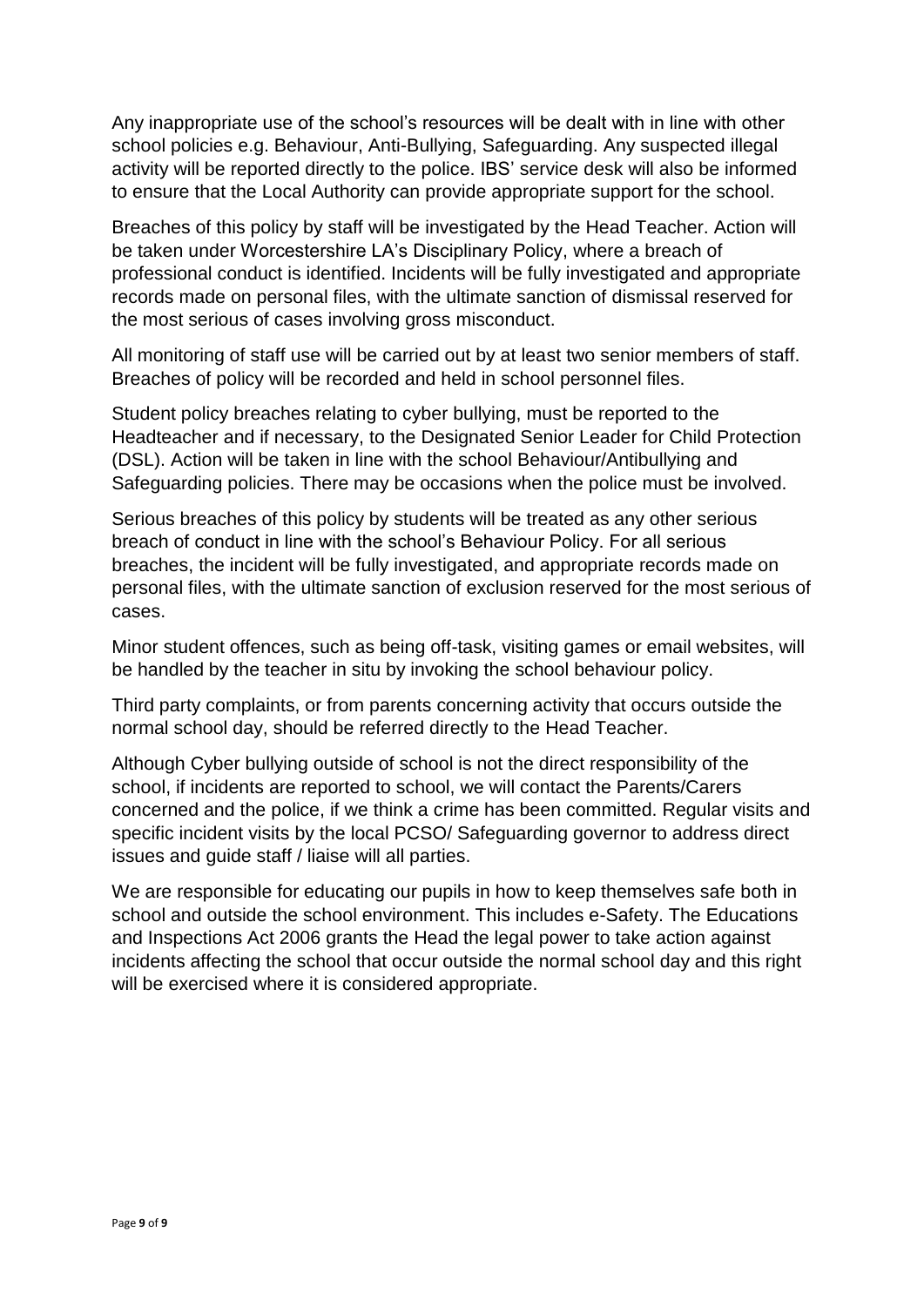Any inappropriate use of the school's resources will be dealt with in line with other school policies e.g. Behaviour, Anti-Bullying, Safeguarding. Any suspected illegal activity will be reported directly to the police. IBS' service desk will also be informed to ensure that the Local Authority can provide appropriate support for the school.

Breaches of this policy by staff will be investigated by the Head Teacher. Action will be taken under Worcestershire LA's Disciplinary Policy, where a breach of professional conduct is identified. Incidents will be fully investigated and appropriate records made on personal files, with the ultimate sanction of dismissal reserved for the most serious of cases involving gross misconduct.

All monitoring of staff use will be carried out by at least two senior members of staff. Breaches of policy will be recorded and held in school personnel files.

Student policy breaches relating to cyber bullying, must be reported to the Headteacher and if necessary, to the Designated Senior Leader for Child Protection (DSL). Action will be taken in line with the school Behaviour/Antibullying and Safeguarding policies. There may be occasions when the police must be involved.

Serious breaches of this policy by students will be treated as any other serious breach of conduct in line with the school's Behaviour Policy. For all serious breaches, the incident will be fully investigated, and appropriate records made on personal files, with the ultimate sanction of exclusion reserved for the most serious of cases.

Minor student offences, such as being off-task, visiting games or email websites, will be handled by the teacher in situ by invoking the school behaviour policy.

Third party complaints, or from parents concerning activity that occurs outside the normal school day, should be referred directly to the Head Teacher.

Although Cyber bullying outside of school is not the direct responsibility of the school, if incidents are reported to school, we will contact the Parents/Carers concerned and the police, if we think a crime has been committed. Regular visits and specific incident visits by the local PCSO/ Safeguarding governor to address direct issues and guide staff / liaise will all parties.

We are responsible for educating our pupils in how to keep themselves safe both in school and outside the school environment. This includes e-Safety. The Educations and Inspections Act 2006 grants the Head the legal power to take action against incidents affecting the school that occur outside the normal school day and this right will be exercised where it is considered appropriate.